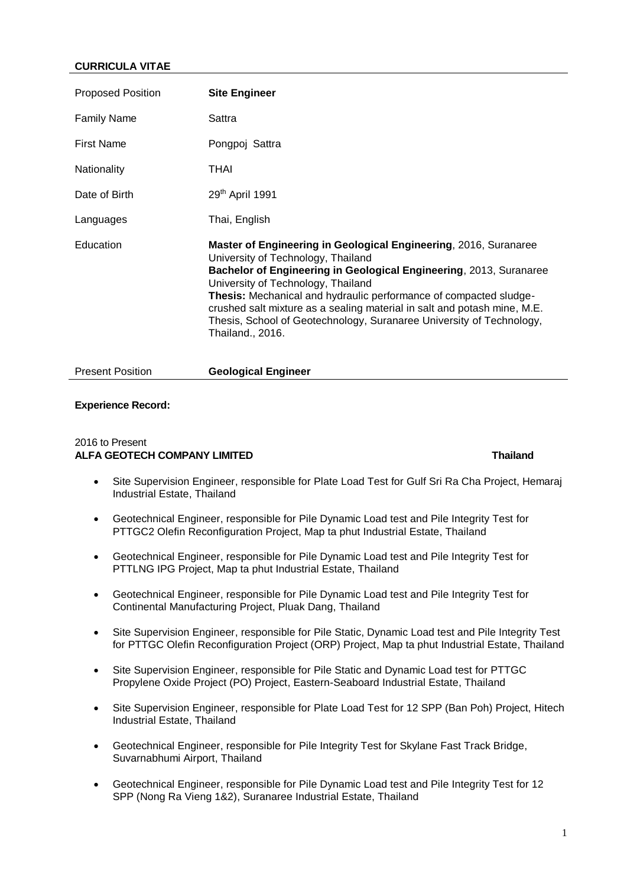**CURRICULA VITAE**

| | |
|---|---|
| Proposed Position | **Site Engineer** |
| Family Name | Sattra |
| First Name | Pongpoj Sattra |
| Nationality | THAI |
| Date of Birth | 29th April 1991 |
| Languages | Thai, English |
| Education | **Master of Engineering in Geological Engineering**, 2016, Suranaree University of Technology, Thailand<br>**Bachelor of Engineering in Geological Engineering**, 2013, Suranaree University of Technology, Thailand<br>**Thesis:** Mechanical and hydraulic performance of compacted sludge-crushed salt mixture as a sealing material in salt and potash mine, M.E. Thesis, School of Geotechnology, Suranaree University of Technology, Thailand., 2016. |
| Present Position | **Geological Engineer** |

**Experience Record:**

2016 to Present
**ALFA GEOTECH COMPANY LIMITED** **Thailand**

- Site Supervision Engineer, responsible for Plate Load Test for Gulf Sri Ra Cha Project, Hemaraj Industrial Estate, Thailand
- Geotechnical Engineer, responsible for Pile Dynamic Load test and Pile Integrity Test for PTTGC2 Olefin Reconfiguration Project, Map ta phut Industrial Estate, Thailand
- Geotechnical Engineer, responsible for Pile Dynamic Load test and Pile Integrity Test for PTTLNG IPG Project, Map ta phut Industrial Estate, Thailand
- Geotechnical Engineer, responsible for Pile Dynamic Load test and Pile Integrity Test for Continental Manufacturing Project, Pluak Dang, Thailand
- Site Supervision Engineer, responsible for Pile Static, Dynamic Load test and Pile Integrity Test for PTTGC Olefin Reconfiguration Project (ORP) Project, Map ta phut Industrial Estate, Thailand
- Site Supervision Engineer, responsible for Pile Static and Dynamic Load test for PTTGC Propylene Oxide Project (PO) Project, Eastern-Seaboard Industrial Estate, Thailand
- Site Supervision Engineer, responsible for Plate Load Test for 12 SPP (Ban Poh) Project, Hitech Industrial Estate, Thailand
- Geotechnical Engineer, responsible for Pile Integrity Test for Skylane Fast Track Bridge, Suvarnabhumi Airport, Thailand
- Geotechnical Engineer, responsible for Pile Dynamic Load test and Pile Integrity Test for 12 SPP (Nong Ra Vieng 1&2), Suranaree Industrial Estate, Thailand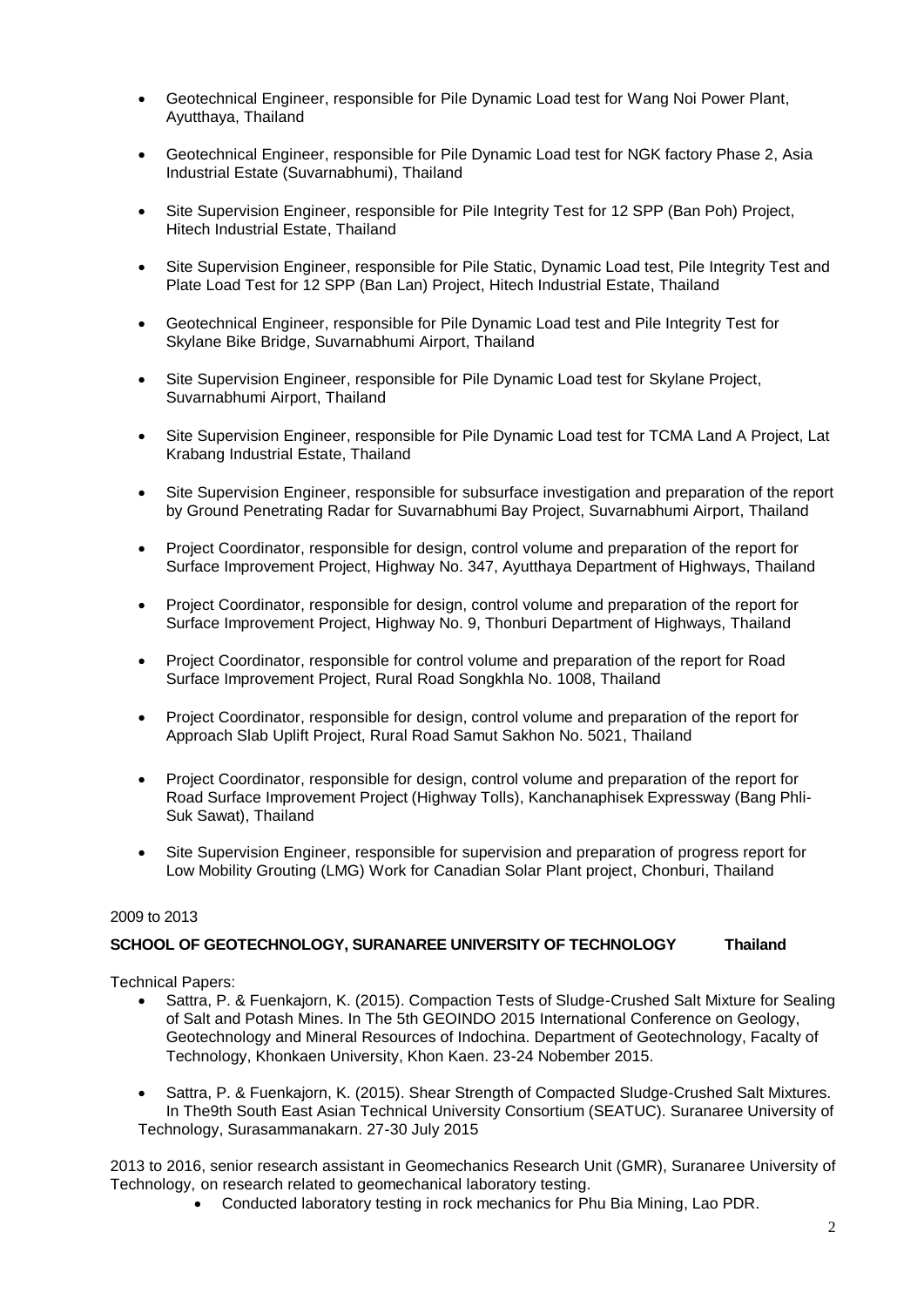- Geotechnical Engineer, responsible for Pile Dynamic Load test for Wang Noi Power Plant, Ayutthaya, Thailand

- Geotechnical Engineer, responsible for Pile Dynamic Load test for NGK factory Phase 2, Asia Industrial Estate (Suvarnabhumi), Thailand

- Site Supervision Engineer, responsible for Pile Integrity Test for 12 SPP (Ban Poh) Project, Hitech Industrial Estate, Thailand

- Site Supervision Engineer, responsible for Pile Static, Dynamic Load test, Pile Integrity Test and Plate Load Test for 12 SPP (Ban Lan) Project, Hitech Industrial Estate, Thailand

- Geotechnical Engineer, responsible for Pile Dynamic Load test and Pile Integrity Test for Skylane Bike Bridge, Suvarnabhumi Airport, Thailand

- Site Supervision Engineer, responsible for Pile Dynamic Load test for Skylane Project, Suvarnabhumi Airport, Thailand

- Site Supervision Engineer, responsible for Pile Dynamic Load test for TCMA Land A Project, Lat Krabang Industrial Estate, Thailand

- Site Supervision Engineer, responsible for subsurface investigation and preparation of the report by Ground Penetrating Radar for Suvarnabhumi Bay Project, Suvarnabhumi Airport, Thailand

- Project Coordinator, responsible for design, control volume and preparation of the report for Surface Improvement Project, Highway No. 347, Ayutthaya Department of Highways, Thailand

- Project Coordinator, responsible for design, control volume and preparation of the report for Surface Improvement Project, Highway No. 9, Thonburi Department of Highways, Thailand

- Project Coordinator, responsible for control volume and preparation of the report for Road Surface Improvement Project, Rural Road Songkhla No. 1008, Thailand

- Project Coordinator, responsible for design, control volume and preparation of the report for Approach Slab Uplift Project, Rural Road Samut Sakhon No. 5021, Thailand

- Project Coordinator, responsible for design, control volume and preparation of the report for Road Surface Improvement Project (Highway Tolls), Kanchanaphisek Expressway (Bang Phli-Suk Sawat), Thailand

- Site Supervision Engineer, responsible for supervision and preparation of progress report for Low Mobility Grouting (LMG) Work for Canadian Solar Plant project, Chonburi, Thailand

2009 to 2013

**SCHOOL OF GEOTECHNOLOGY, SURANAREE UNIVERSITY OF TECHNOLOGY Thailand**

Technical Papers:

- Sattra, P. & Fuenkajorn, K. (2015). Compaction Tests of Sludge-Crushed Salt Mixture for Sealing of Salt and Potash Mines. In The 5th GEOINDO 2015 International Conference on Geology, Geotechnology and Mineral Resources of Indochina. Department of Geotechnology, Facalty of Technology, Khonkaen University, Khon Kaen. 23-24 Nobember 2015.

- Sattra, P. & Fuenkajorn, K. (2015). Shear Strength of Compacted Sludge-Crushed Salt Mixtures. In The9th South East Asian Technical University Consortium (SEATUC). Suranaree University of Technology, Surasammanakarn. 27-30 July 2015

2013 to 2016, senior research assistant in Geomechanics Research Unit (GMR), Suranaree University of Technology, on research related to geomechanical laboratory testing.

- Conducted laboratory testing in rock mechanics for Phu Bia Mining, Lao PDR.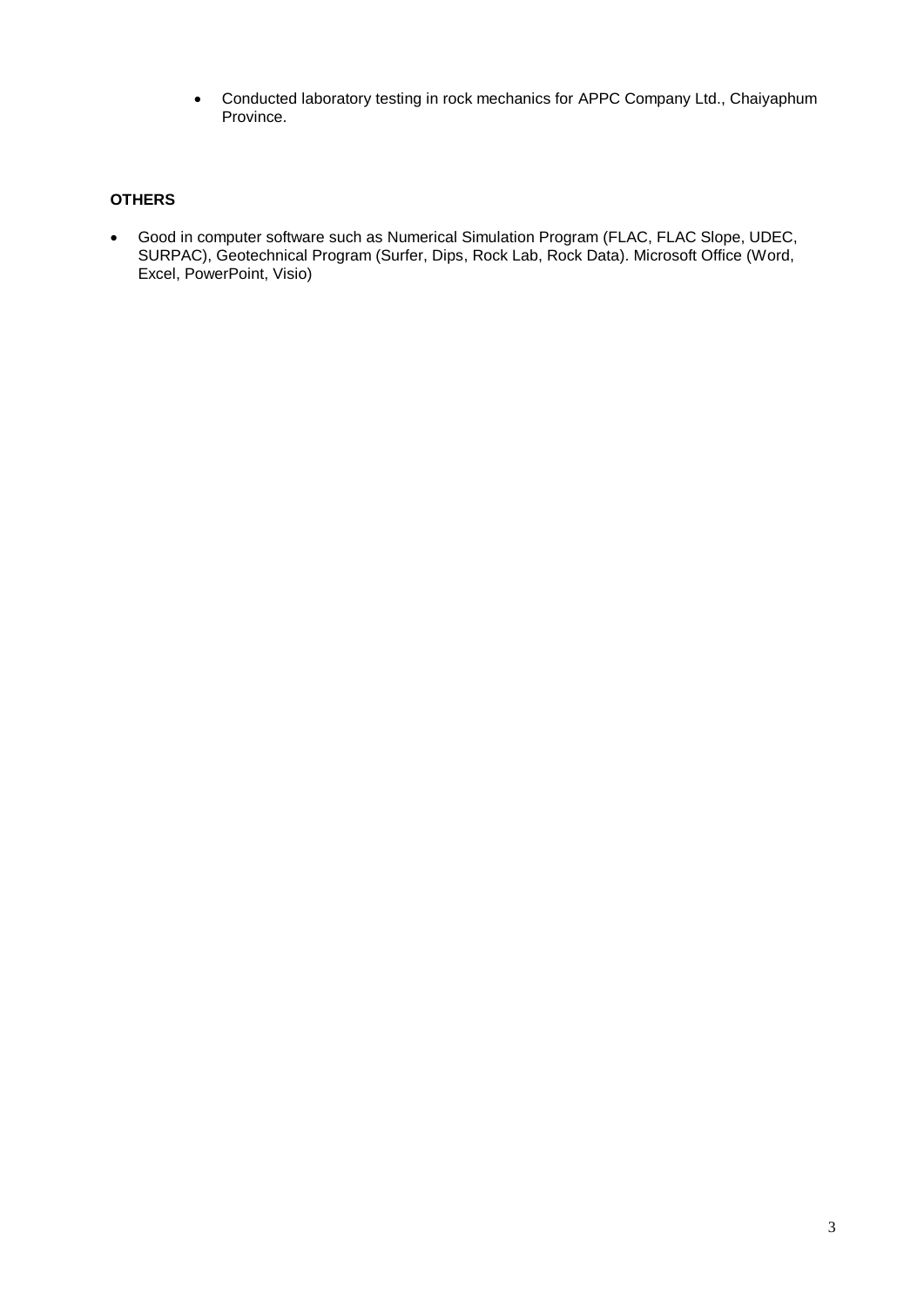- Conducted laboratory testing in rock mechanics for APPC Company Ltd., Chaiyaphum Province.

**OTHERS**

- Good in computer software such as Numerical Simulation Program (FLAC, FLAC Slope, UDEC, SURPAC), Geotechnical Program (Surfer, Dips, Rock Lab, Rock Data). Microsoft Office (Word, Excel, PowerPoint, Visio)